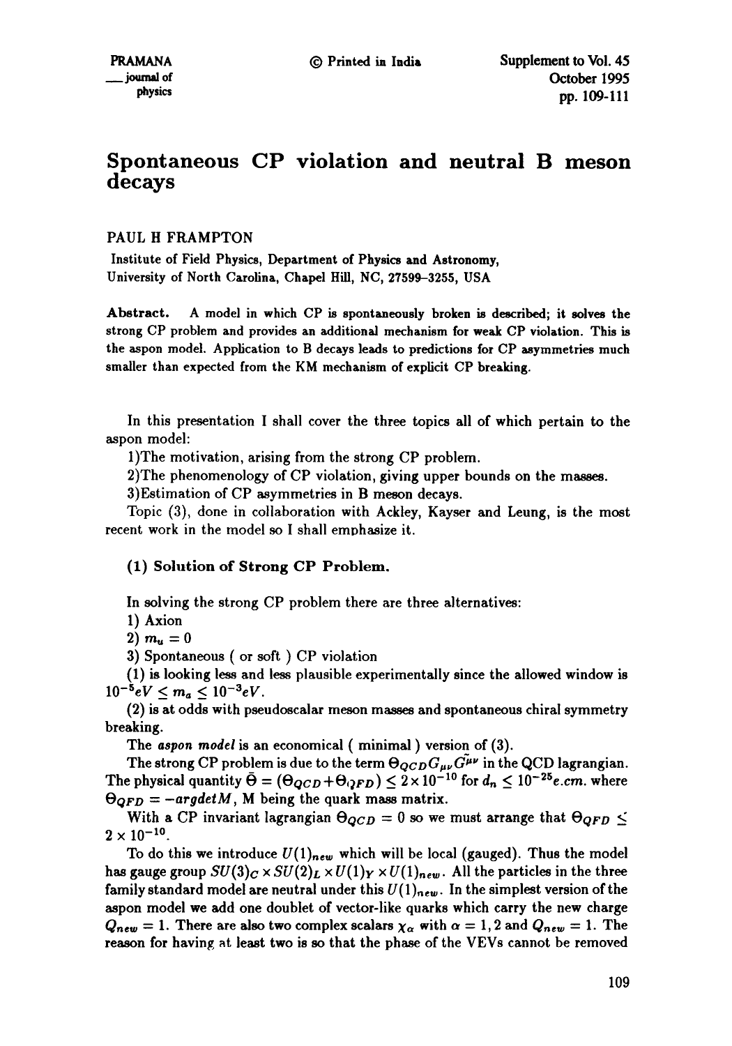# Spontaneous CP violation and neutral B meson decays

PAUL H FRAMPTON

Institute of Field Physics, Department of Physics and Astronomy, University of North Carolina, Chapel Hill, NC, 27599–3255, USA

**Abstract.** A model in which CP is spontaneously broken is described; it solves the strong CP problem and provides an additional mechanism for weak CP violation. This is the aspon model. Application to B decays leads to predictions for CP asymmetries much smaller than expected from the KM mechanism of explicit CP breaking.

In this presentation I shall cover the three topics all of which pertain to the aspon model:

1)The motivation, arising from the strong CP problem.

2)The phenomenology of CP violation, giving upper bounds on the masses.

3)Estimation of CP asymmetries in B meson decays.

Topic (3), done in collaboration with Ackley, Kayser and Leung, is the most recent work in the model so I shall emphasize it.

### (1) Solution of Strong CP Problem.

In solving the strong CP problem there are three alternatives:

1) Axion

2) $m_u = 0$

3) Spontaneous ( or soft ) CP violation

(1) is looking less and less plausible experimentally since the allowed window is $10^{-5}eV \leq m_a \leq 10^{-3}eV$.

(2) is at odds with pseudoscalar meson masses and spontaneous chiral symmetry breaking.

The *aspon model* is an economical ( minimal ) version of (3).

The strong CP problem is due to the term $\Theta_{QCD} G_{\mu\nu} \tilde{G^{\mu\nu}}$ in the QCD lagrangian. The physical quantity $\bar{\Theta} = (\Theta_{QCD} + \Theta_{QFD}) \leq 2 \times 10^{-10}$ for $d_n \leq 10^{-25} e.cm.$ where $\Theta_{QFD} = -arg det M$, M being the quark mass matrix.

With a CP invariant lagrangian $\Theta_{QCD} = 0$ so we must arrange that $\Theta_{QFD} \lesssim 2 \times 10^{-10}$.

To do this we introduce $U(1)_{new}$ which will be local (gauged). Thus the model has gauge group $SU(3)_C \times SU(2)_L \times U(1)_Y \times U(1)_{new}$. All the particles in the three family standard model are neutral under this $U(1)_{new}$. In the simplest version of the aspon model we add one doublet of vector-like quarks which carry the new charge $Q_{new} = 1$. There are also two complex scalars $\chi_\alpha$ with $\alpha = 1, 2$ and $Q_{new} = 1$. The reason for having at least two is so that the phase of the VEVs cannot be removed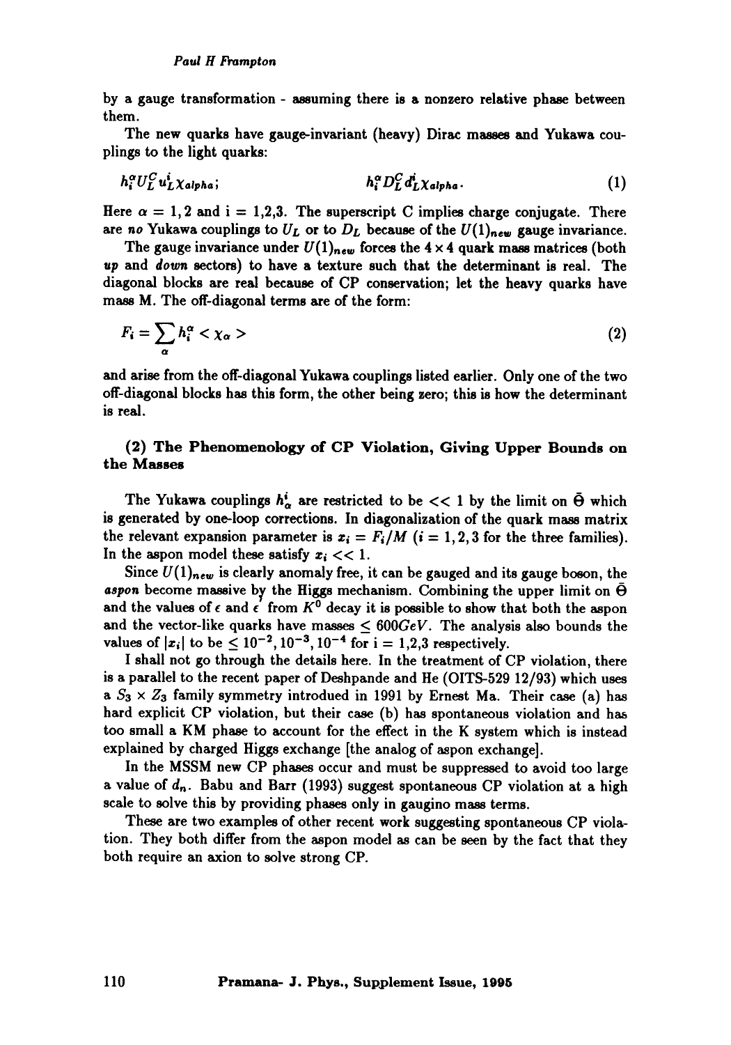by a gauge transformation - assuming there is a nonzero relative phase between them.

The new quarks have gauge-invariant (heavy) Dirac masses and Yukawa couplings to the light quarks:

$$h_i^\alpha U_L^C u_L^i \chi_{alpha}; \qquad\qquad h_i^\alpha D_L^C d_L^i \chi_{alpha}. \tag{1}$$

Here $\alpha = 1,2$ and i = 1,2,3. The superscript C implies charge conjugate. There are *no* Yukawa couplings to $U_L$ or to $D_L$ because of the $U(1)_{new}$ gauge invariance.

The gauge invariance under $U(1)_{new}$ forces the $4 \times 4$ quark mass matrices (both *up* and *down* sectors) to have a texture such that the determinant is real. The diagonal blocks are real because of CP conservation; let the heavy quarks have mass M. The off-diagonal terms are of the form:

$$F_i = \sum_\alpha h_i^\alpha < \chi_\alpha > \tag{2}$$

and arise from the off-diagonal Yukawa couplings listed earlier. Only one of the two off-diagonal blocks has this form, the other being zero; this is how the determinant is real.

### (2) The Phenomenology of CP Violation, Giving Upper Bounds on the Masses

The Yukawa couplings $h_\alpha^i$ are restricted to be $<< 1$ by the limit on $\bar{\Theta}$ which is generated by one-loop corrections. In diagonalization of the quark mass matrix the relevant expansion parameter is $x_i = F_i/M$ ($i = 1,2,3$ for the three families). In the aspon model these satisfy $x_i << 1$.

Since $U(1)_{new}$ is clearly anomaly free, it can be gauged and its gauge boson, the *aspon* become massive by the Higgs mechanism. Combining the upper limit on $\bar{\Theta}$ and the values of $\epsilon$ and $\epsilon'$ from $K^0$ decay it is possible to show that both the aspon and the vector-like quarks have masses $\leq 600GeV$. The analysis also bounds the values of $|x_i|$ to be $\leq 10^{-2}, 10^{-3}, 10^{-4}$ for i = 1,2,3 respectively.

I shall not go through the details here. In the treatment of CP violation, there is a parallel to the recent paper of Deshpande and He (OITS-529 12/93) which uses a $S_3 \times Z_3$ family symmetry introdued in 1991 by Ernest Ma. Their case (a) has hard explicit CP violation, but their case (b) has spontaneous violation and has too small a KM phase to account for the effect in the K system which is instead explained by charged Higgs exchange [the analog of aspon exchange].

In the MSSM new CP phases occur and must be suppressed to avoid too large a value of $d_n$. Babu and Barr (1993) suggest spontaneous CP violation at a high scale to solve this by providing phases only in gaugino mass terms.

These are two examples of other recent work suggesting spontaneous CP violation. They both differ from the aspon model as can be seen by the fact that they both require an axion to solve strong CP.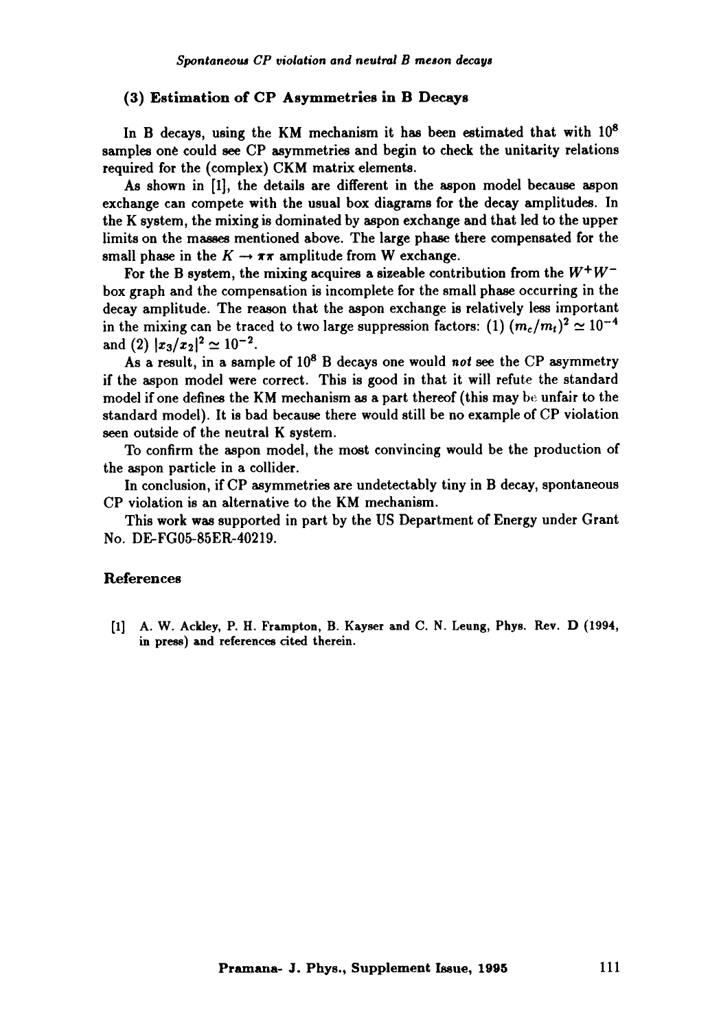### (3) Estimation of CP Asymmetries in B Decays

In B decays, using the KM mechanism it has been estimated that with $10^8$ samples one could see CP asymmetries and begin to check the unitarity relations required for the (complex) CKM matrix elements.

As shown in [1], the details are different in the aspon model because aspon exchange can compete with the usual box diagrams for the decay amplitudes. In the K system, the mixing is dominated by aspon exchange and that led to the upper limits on the masses mentioned above. The large phase there compensated for the small phase in the $K \rightarrow \pi\pi$ amplitude from W exchange.

For the B system, the mixing acquires a sizeable contribution from the $W^+W^-$ box graph and the compensation is incomplete for the small phase occurring in the decay amplitude. The reason that the aspon exchange is relatively less important in the mixing can be traced to two large suppression factors: (1) $(m_c/m_t)^2 \simeq 10^{-4}$ and (2) $|x_3/x_2|^2 \simeq 10^{-2}$.

As a result, in a sample of $10^8$ B decays one would *not* see the CP asymmetry if the aspon model were correct. This is good in that it will refute the standard model if one defines the KM mechanism as a part thereof (this may be unfair to the standard model). It is bad because there would still be no example of CP violation seen outside of the neutral K system.

To confirm the aspon model, the most convincing would be the production of the aspon particle in a collider.

In conclusion, if CP asymmetries are undetectably tiny in B decay, spontaneous CP violation is an alternative to the KM mechanism.

This work was supported in part by the US Department of Energy under Grant No. DE-FG05-85ER-40219.

### References

[1] A. W. Ackley, P. H. Frampton, B. Kayser and C. N. Leung, Phys. Rev. D (1994, in press) and references cited therein.